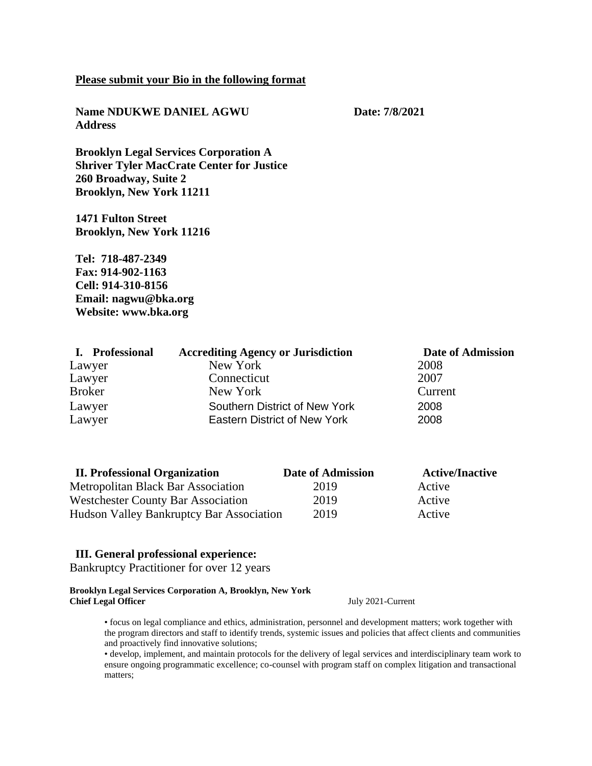**Please submit your Bio in the following format**

**Name NDUKWE DANIEL AGWU** **Date: 7/8/2021**
**Address**

**Brooklyn Legal Services Corporation A**
**Shriver Tyler MacCrate Center for Justice**
**260 Broadway, Suite 2**
**Brooklyn, New York 11211**

**1471 Fulton Street**
**Brooklyn, New York 11216**

**Tel: 718-487-2349**
**Fax: 914-902-1163**
**Cell: 914-310-8156**
**Email: nagwu@bka.org**
**Website: www.bka.org**

| I. Professional | Accrediting Agency or Jurisdiction | Date of Admission |
|---|---|---|
| Lawyer | New York | 2008 |
| Lawyer | Connecticut | 2007 |
| Broker | New York | Current |
| Lawyer | Southern District of New York | 2008 |
| Lawyer | Eastern District of New York | 2008 |

| II. Professional Organization | Date of Admission | Active/Inactive |
|---|---|---|
| Metropolitan Black Bar Association | 2019 | Active |
| Westchester County Bar Association | 2019 | Active |
| Hudson Valley Bankruptcy Bar Association | 2019 | Active |

**III. General professional experience:**

Bankruptcy Practitioner for over 12 years

**Brooklyn Legal Services Corporation A, Brooklyn, New York**
**Chief Legal Officer** July 2021-Current

- focus on legal compliance and ethics, administration, personnel and development matters; work together with the program directors and staff to identify trends, systemic issues and policies that affect clients and communities and proactively find innovative solutions;
- develop, implement, and maintain protocols for the delivery of legal services and interdisciplinary team work to ensure ongoing programmatic excellence; co-counsel with program staff on complex litigation and transactional matters;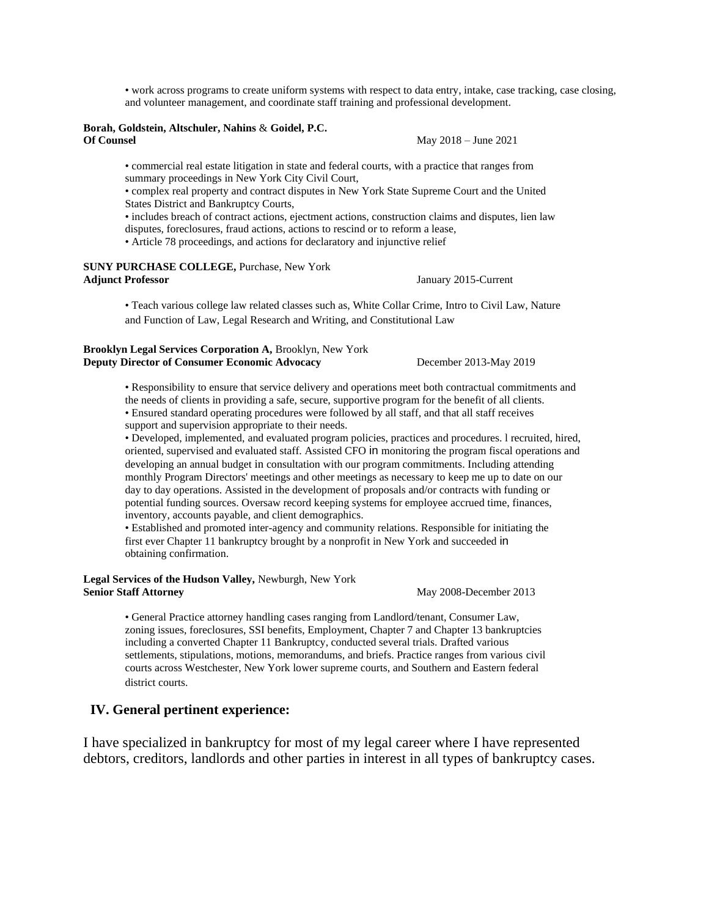• work across programs to create uniform systems with respect to data entry, intake, case tracking, case closing, and volunteer management, and coordinate staff training and professional development.

**Borah, Goldstein, Altschuler, Nahins** & **Goidel, P.C.**
**Of Counsel** May 2018 – June 2021

• commercial real estate litigation in state and federal courts, with a practice that ranges from summary proceedings in New York City Civil Court,
• complex real property and contract disputes in New York State Supreme Court and the United States District and Bankruptcy Courts,
• includes breach of contract actions, ejectment actions, construction claims and disputes, lien law disputes, foreclosures, fraud actions, actions to rescind or to reform a lease,
• Article 78 proceedings, and actions for declaratory and injunctive relief

**SUNY PURCHASE COLLEGE,** Purchase, New York
**Adjunct Professor** January 2015-Current

• Teach various college law related classes such as, White Collar Crime, Intro to Civil Law, Nature and Function of Law, Legal Research and Writing, and Constitutional Law

**Brooklyn Legal Services Corporation A,** Brooklyn, New York
**Deputy Director of Consumer Economic Advocacy** December 2013-May 2019

• Responsibility to ensure that service delivery and operations meet both contractual commitments and the needs of clients in providing a safe, secure, supportive program for the benefit of all clients.
• Ensured standard operating procedures were followed by all staff, and that all staff receives support and supervision appropriate to their needs.
• Developed, implemented, and evaluated program policies, practices and procedures. l recruited, hired, oriented, supervised and evaluated staff. Assisted CFO in monitoring the program fiscal operations and developing an annual budget in consultation with our program commitments. Including attending monthly Program Directors' meetings and other meetings as necessary to keep me up to date on our day to day operations. Assisted in the development of proposals and/or contracts with funding or potential funding sources. Oversaw record keeping systems for employee accrued time, finances, inventory, accounts payable, and client demographics.
• Established and promoted inter-agency and community relations. Responsible for initiating the first ever Chapter 11 bankruptcy brought by a nonprofit in New York and succeeded in obtaining confirmation.

**Legal Services of the Hudson Valley,** Newburgh, New York
**Senior Staff Attorney** May 2008-December 2013

• General Practice attorney handling cases ranging from Landlord/tenant, Consumer Law, zoning issues, foreclosures, SSI benefits, Employment, Chapter 7 and Chapter 13 bankruptcies including a converted Chapter 11 Bankruptcy, conducted several trials. Drafted various settlements, stipulations, motions, memorandums, and briefs. Practice ranges from various civil courts across Westchester, New York lower supreme courts, and Southern and Eastern federal district courts.

## IV. General pertinent experience:

I have specialized in bankruptcy for most of my legal career where I have represented debtors, creditors, landlords and other parties in interest in all types of bankruptcy cases.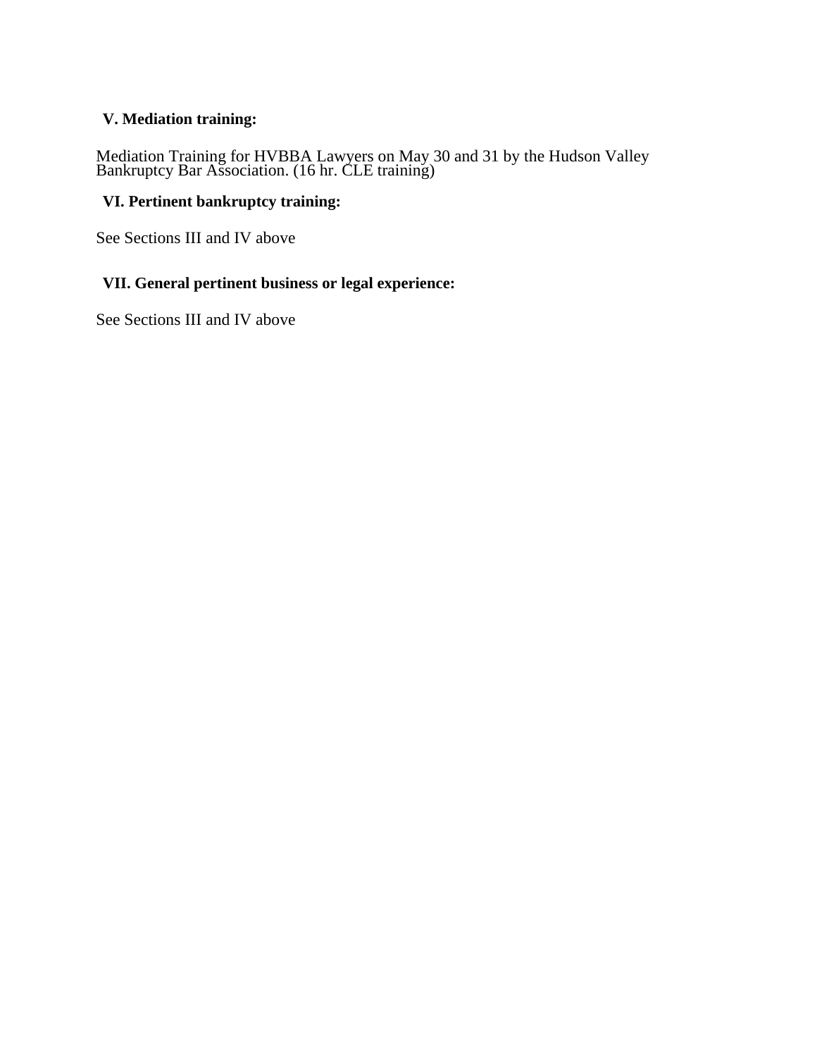**V. Mediation training:**

Mediation Training for HVBBA Lawyers on May 30 and 31 by the Hudson Valley Bankruptcy Bar Association. (16 hr. CLE training)

**VI. Pertinent bankruptcy training:**

See Sections III and IV above

**VII. General pertinent business or legal experience:**

See Sections III and IV above